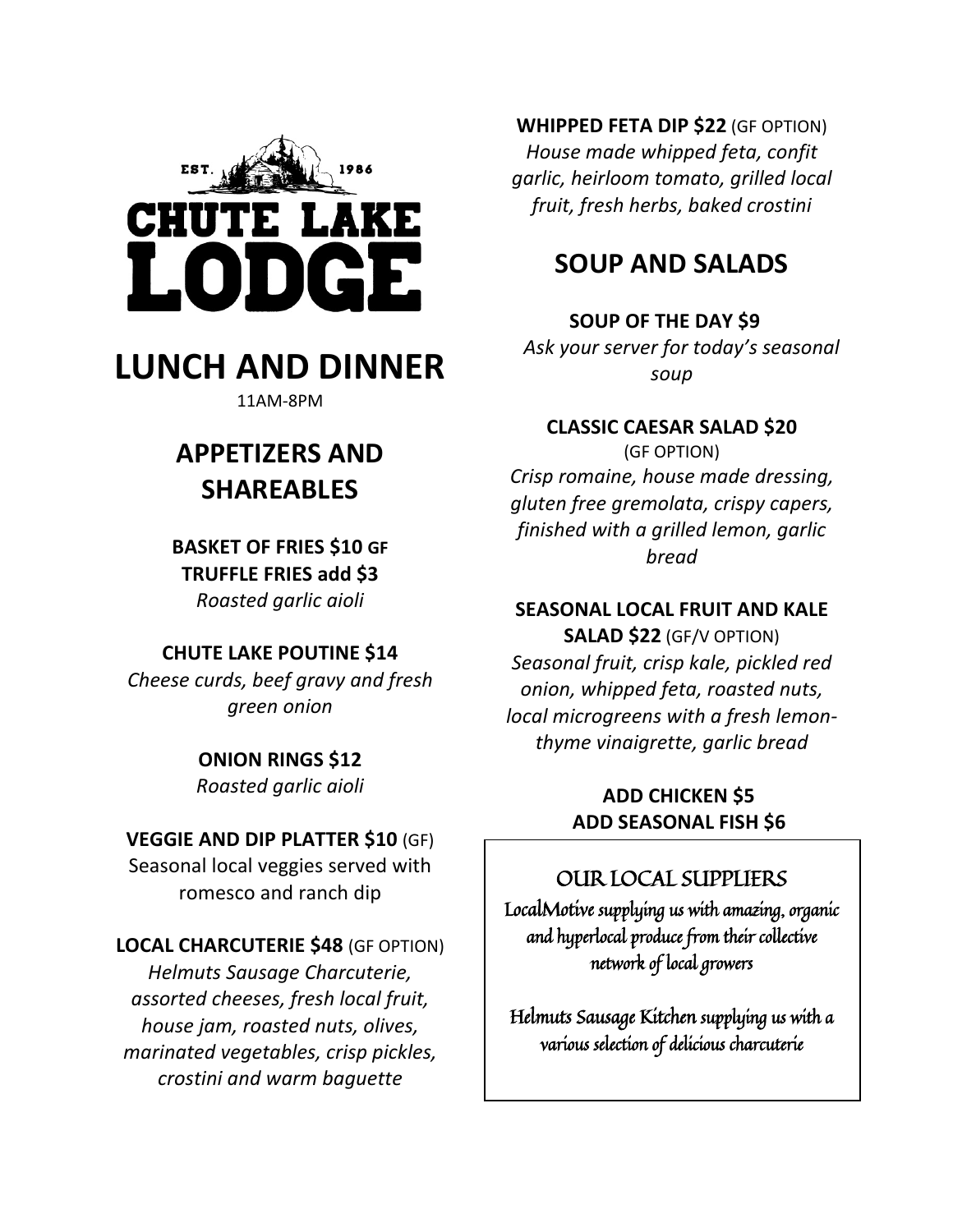EST. 1986

# CHUTE LAKE LODGE

# LUNCH AND DINNER

11AM-8PM

## APPETIZERS AND SHAREABLES

**BASKET OF FRIES $10 GF**
**TRUFFLE FRIES add $3**
*Roasted garlic aioli*

**CHUTE LAKE POUTINE $14**
*Cheese curds, beef gravy and fresh green onion*

**ONION RINGS $12**
*Roasted garlic aioli*

**VEGGIE AND DIP PLATTER $10** (GF)
Seasonal local veggies served with romesco and ranch dip

**LOCAL CHARCUTERIE $48** (GF OPTION)
*Helmuts Sausage Charcuterie, assorted cheeses, fresh local fruit, house jam, roasted nuts, olives, marinated vegetables, crisp pickles, crostini and warm baguette*

**WHIPPED FETA DIP $22** (GF OPTION)
*House made whipped feta, confit garlic, heirloom tomato, grilled local fruit, fresh herbs, baked crostini*

## SOUP AND SALADS

**SOUP OF THE DAY $9**
*Ask your server for today's seasonal soup*

**CLASSIC CAESAR SALAD $20**
(GF OPTION)
*Crisp romaine, house made dressing, gluten free gremolata, crispy capers, finished with a grilled lemon, garlic bread*

**SEASONAL LOCAL FRUIT AND KALE SALAD $22** (GF/V OPTION)
*Seasonal fruit, crisp kale, pickled red onion, whipped feta, roasted nuts, local microgreens with a fresh lemon-thyme vinaigrette, garlic bread*

**ADD CHICKEN $5**
**ADD SEASONAL FISH $6**

### OUR LOCAL SUPPLIERS

LocalMotive supplying us with amazing, organic and hyperlocal produce from their collective network of local growers

Helmuts Sausage Kitchen supplying us with a various selection of delicious charcuterie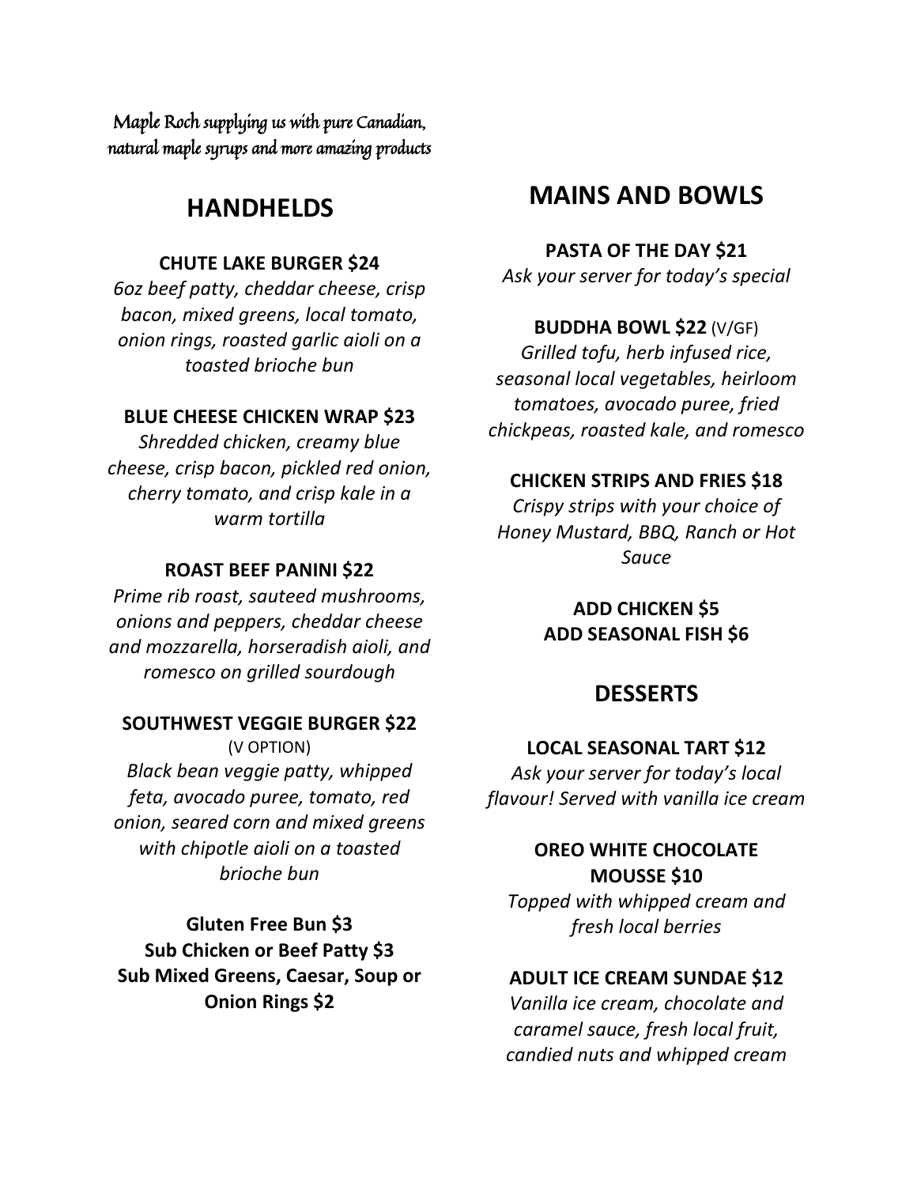Maple Roch supplying us with pure Canadian, natural maple syrups and more amazing products

## HANDHELDS

**CHUTE LAKE BURGER $24**

*6oz beef patty, cheddar cheese, crisp bacon, mixed greens, local tomato, onion rings, roasted garlic aioli on a toasted brioche bun*

**BLUE CHEESE CHICKEN WRAP $23**

*Shredded chicken, creamy blue cheese, crisp bacon, pickled red onion, cherry tomato, and crisp kale in a warm tortilla*

**ROAST BEEF PANINI $22**

*Prime rib roast, sauteed mushrooms, onions and peppers, cheddar cheese and mozzarella, horseradish aioli, and romesco on grilled sourdough*

**SOUTHWEST VEGGIE BURGER $22** (V OPTION)

*Black bean veggie patty, whipped feta, avocado puree, tomato, red onion, seared corn and mixed greens with chipotle aioli on a toasted brioche bun*

**Gluten Free Bun $3**
**Sub Chicken or Beef Patty $3**
**Sub Mixed Greens, Caesar, Soup or Onion Rings $2**

## MAINS AND BOWLS

**PASTA OF THE DAY $21**

*Ask your server for today's special*

**BUDDHA BOWL $22** (V/GF)

*Grilled tofu, herb infused rice, seasonal local vegetables, heirloom tomatoes, avocado puree, fried chickpeas, roasted kale, and romesco*

**CHICKEN STRIPS AND FRIES $18**

*Crispy strips with your choice of Honey Mustard, BBQ, Ranch or Hot Sauce*

**ADD CHICKEN $5**
**ADD SEASONAL FISH $6**

## DESSERTS

**LOCAL SEASONAL TART $12**

*Ask your server for today's local flavour! Served with vanilla ice cream*

**OREO WHITE CHOCOLATE MOUSSE $10**

*Topped with whipped cream and fresh local berries*

**ADULT ICE CREAM SUNDAE $12**

*Vanilla ice cream, chocolate and caramel sauce, fresh local fruit, candied nuts and whipped cream*